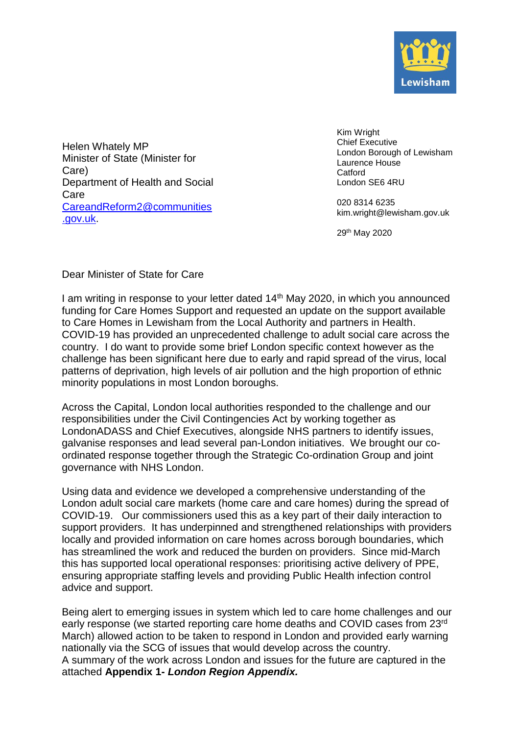Lewisham

Helen Whately MP
Minister of State (Minister for Care)
Department of Health and Social Care
CareandReform2@communities.gov.uk.

Kim Wright
Chief Executive
London Borough of Lewisham
Laurence House
Catford
London SE6 4RU

020 8314 6235
kim.wright@lewisham.gov.uk

29th May 2020

Dear Minister of State for Care

I am writing in response to your letter dated 14th May 2020, in which you announced funding for Care Homes Support and requested an update on the support available to Care Homes in Lewisham from the Local Authority and partners in Health. COVID-19 has provided an unprecedented challenge to adult social care across the country. I do want to provide some brief London specific context however as the challenge has been significant here due to early and rapid spread of the virus, local patterns of deprivation, high levels of air pollution and the high proportion of ethnic minority populations in most London boroughs.

Across the Capital, London local authorities responded to the challenge and our responsibilities under the Civil Contingencies Act by working together as LondonADASS and Chief Executives, alongside NHS partners to identify issues, galvanise responses and lead several pan-London initiatives. We brought our co-ordinated response together through the Strategic Co-ordination Group and joint governance with NHS London.

Using data and evidence we developed a comprehensive understanding of the London adult social care markets (home care and care homes) during the spread of COVID-19. Our commissioners used this as a key part of their daily interaction to support providers. It has underpinned and strengthened relationships with providers locally and provided information on care homes across borough boundaries, which has streamlined the work and reduced the burden on providers. Since mid-March this has supported local operational responses: prioritising active delivery of PPE, ensuring appropriate staffing levels and providing Public Health infection control advice and support.

Being alert to emerging issues in system which led to care home challenges and our early response (we started reporting care home deaths and COVID cases from 23rd March) allowed action to be taken to respond in London and provided early warning nationally via the SCG of issues that would develop across the country.
A summary of the work across London and issues for the future are captured in the attached **Appendix 1-** ***London Region Appendix.***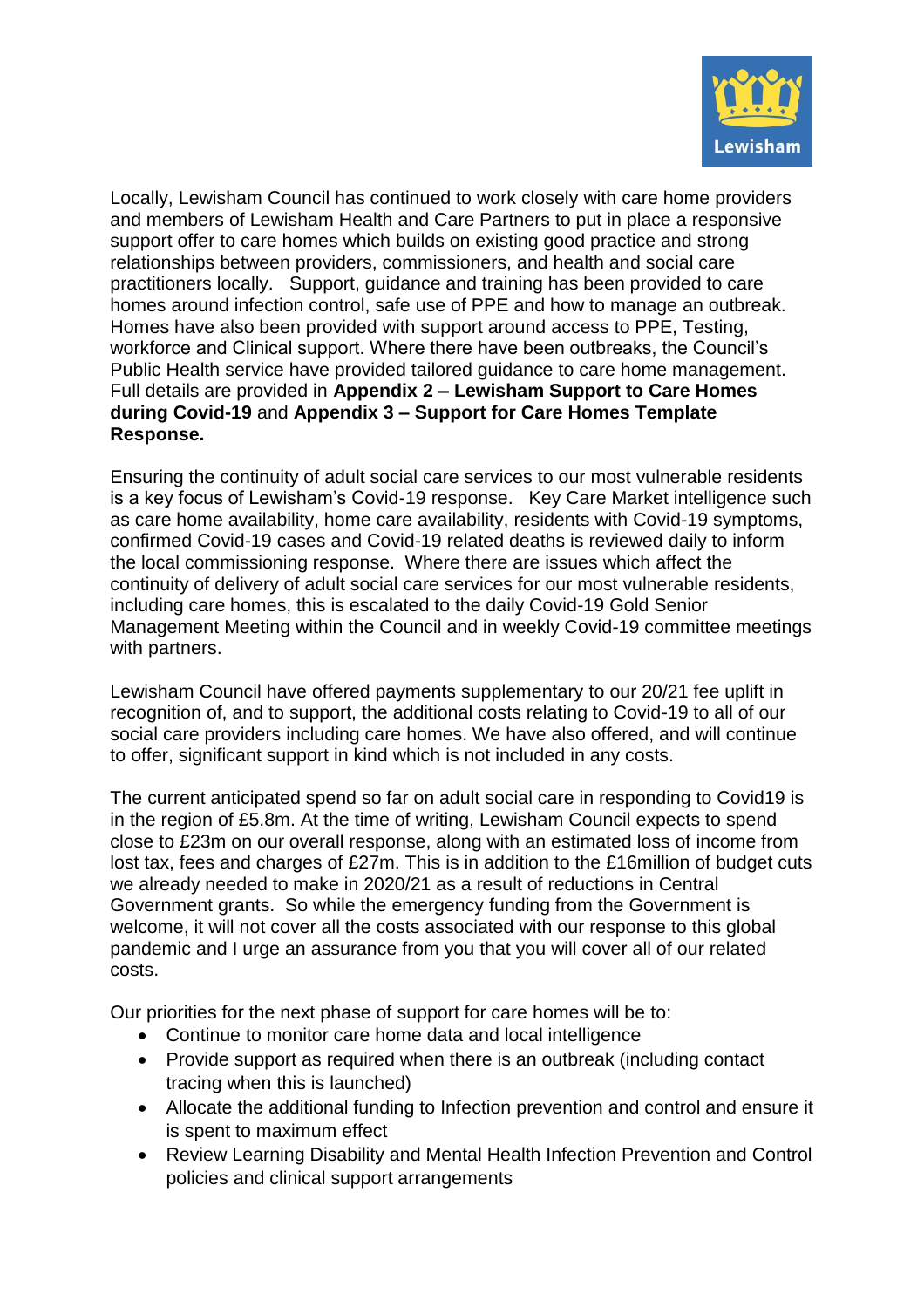Locally, Lewisham Council has continued to work closely with care home providers and members of Lewisham Health and Care Partners to put in place a responsive support offer to care homes which builds on existing good practice and strong relationships between providers, commissioners, and health and social care practitioners locally. Support, guidance and training has been provided to care homes around infection control, safe use of PPE and how to manage an outbreak. Homes have also been provided with support around access to PPE, Testing, workforce and Clinical support. Where there have been outbreaks, the Council's Public Health service have provided tailored guidance to care home management. Full details are provided in **Appendix 2 – Lewisham Support to Care Homes during Covid-19** and **Appendix 3 – Support for Care Homes Template Response.**

Ensuring the continuity of adult social care services to our most vulnerable residents is a key focus of Lewisham's Covid-19 response. Key Care Market intelligence such as care home availability, home care availability, residents with Covid-19 symptoms, confirmed Covid-19 cases and Covid-19 related deaths is reviewed daily to inform the local commissioning response. Where there are issues which affect the continuity of delivery of adult social care services for our most vulnerable residents, including care homes, this is escalated to the daily Covid-19 Gold Senior Management Meeting within the Council and in weekly Covid-19 committee meetings with partners.

Lewisham Council have offered payments supplementary to our 20/21 fee uplift in recognition of, and to support, the additional costs relating to Covid-19 to all of our social care providers including care homes. We have also offered, and will continue to offer, significant support in kind which is not included in any costs.

The current anticipated spend so far on adult social care in responding to Covid19 is in the region of £5.8m. At the time of writing, Lewisham Council expects to spend close to £23m on our overall response, along with an estimated loss of income from lost tax, fees and charges of £27m. This is in addition to the £16million of budget cuts we already needed to make in 2020/21 as a result of reductions in Central Government grants. So while the emergency funding from the Government is welcome, it will not cover all the costs associated with our response to this global pandemic and I urge an assurance from you that you will cover all of our related costs.

Our priorities for the next phase of support for care homes will be to:

- Continue to monitor care home data and local intelligence
- Provide support as required when there is an outbreak (including contact tracing when this is launched)
- Allocate the additional funding to Infection prevention and control and ensure it is spent to maximum effect
- Review Learning Disability and Mental Health Infection Prevention and Control policies and clinical support arrangements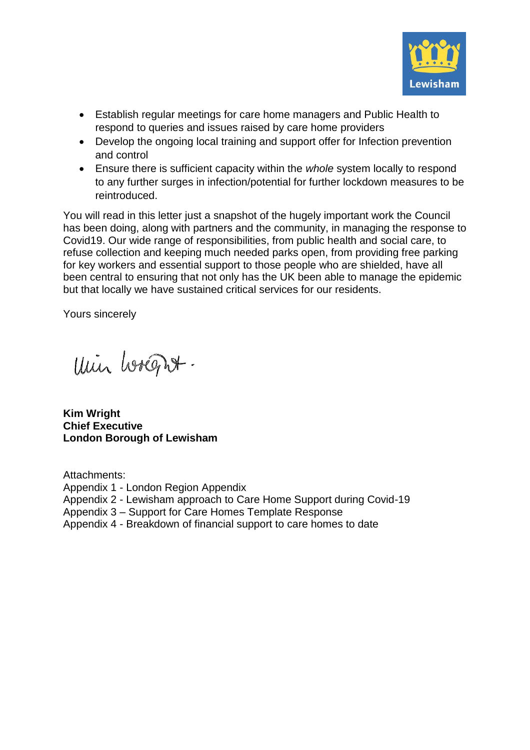- Establish regular meetings for care home managers and Public Health to respond to queries and issues raised by care home providers
- Develop the ongoing local training and support offer for Infection prevention and control
- Ensure there is sufficient capacity within the *whole* system locally to respond to any further surges in infection/potential for further lockdown measures to be reintroduced.

You will read in this letter just a snapshot of the hugely important work the Council has been doing, along with partners and the community, in managing the response to Covid19. Our wide range of responsibilities, from public health and social care, to refuse collection and keeping much needed parks open, from providing free parking for key workers and essential support to those people who are shielded, have all been central to ensuring that not only has the UK been able to manage the epidemic but that locally we have sustained critical services for our residents.

Yours sincerely

**Kim Wright**
**Chief Executive**
**London Borough of Lewisham**

Attachments:
Appendix 1 - London Region Appendix
Appendix 2 - Lewisham approach to Care Home Support during Covid-19
Appendix 3 – Support for Care Homes Template Response
Appendix 4 - Breakdown of financial support to care homes to date